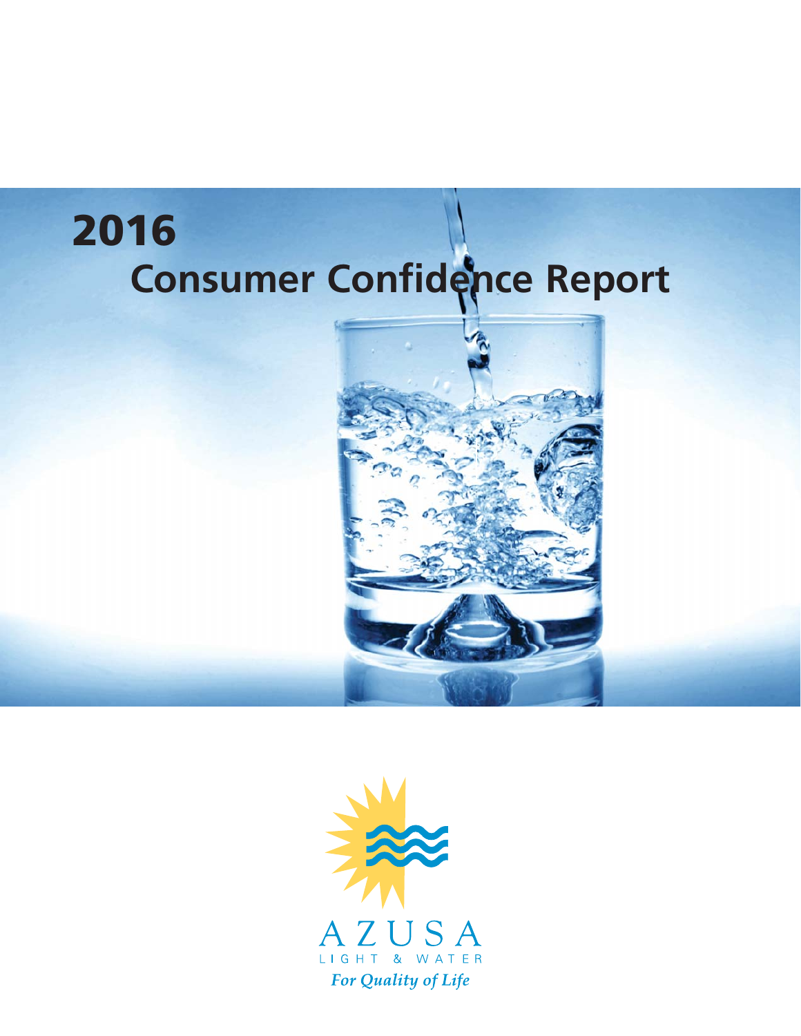# 2016

# Consumer Confidence Report

AZUSA

LIGHT & WATER

*For Quality of Life*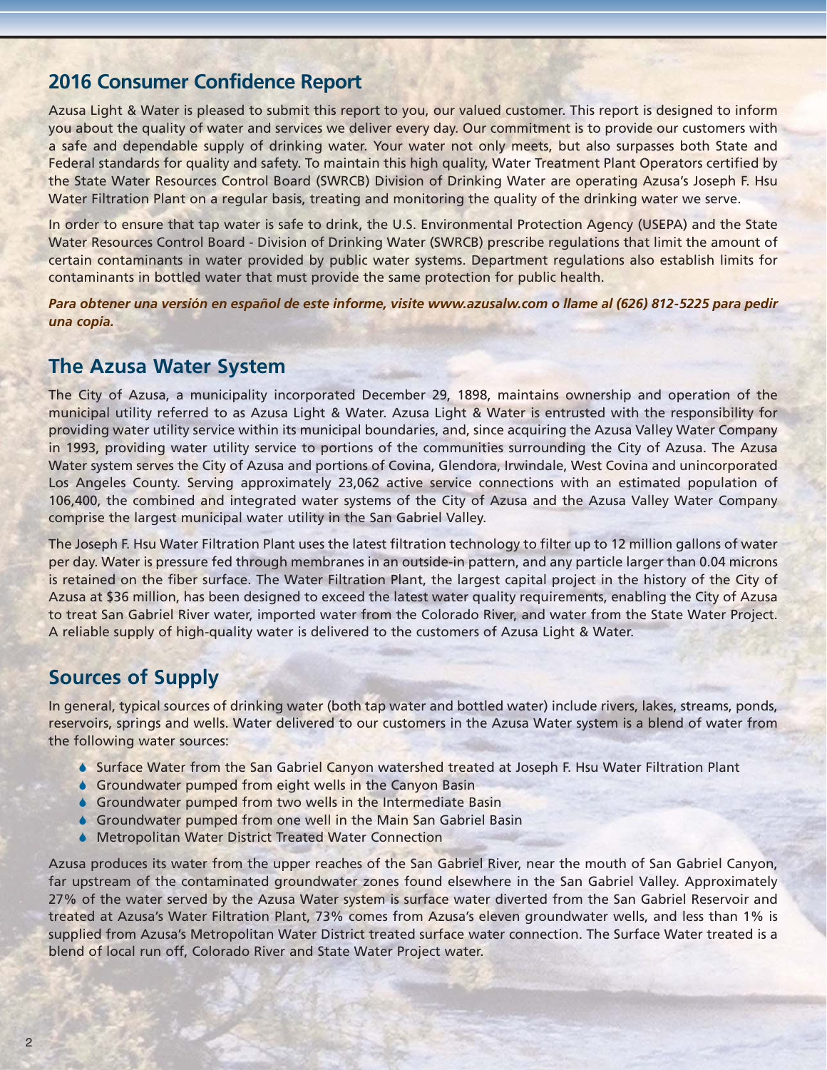## 2016 Consumer Confidence Report

Azusa Light & Water is pleased to submit this report to you, our valued customer. This report is designed to inform you about the quality of water and services we deliver every day. Our commitment is to provide our customers with a safe and dependable supply of drinking water. Your water not only meets, but also surpasses both State and Federal standards for quality and safety. To maintain this high quality, Water Treatment Plant Operators certified by the State Water Resources Control Board (SWRCB) Division of Drinking Water are operating Azusa's Joseph F. Hsu Water Filtration Plant on a regular basis, treating and monitoring the quality of the drinking water we serve.

In order to ensure that tap water is safe to drink, the U.S. Environmental Protection Agency (USEPA) and the State Water Resources Control Board - Division of Drinking Water (SWRCB) prescribe regulations that limit the amount of certain contaminants in water provided by public water systems. Department regulations also establish limits for contaminants in bottled water that must provide the same protection for public health.

***Para obtener una versión en español de este informe, visite www.azusalw.com o llame al (626) 812-5225 para pedir una copia.***

## The Azusa Water System

The City of Azusa, a municipality incorporated December 29, 1898, maintains ownership and operation of the municipal utility referred to as Azusa Light & Water. Azusa Light & Water is entrusted with the responsibility for providing water utility service within its municipal boundaries, and, since acquiring the Azusa Valley Water Company in 1993, providing water utility service to portions of the communities surrounding the City of Azusa. The Azusa Water system serves the City of Azusa and portions of Covina, Glendora, Irwindale, West Covina and unincorporated Los Angeles County. Serving approximately 23,062 active service connections with an estimated population of 106,400, the combined and integrated water systems of the City of Azusa and the Azusa Valley Water Company comprise the largest municipal water utility in the San Gabriel Valley.

The Joseph F. Hsu Water Filtration Plant uses the latest filtration technology to filter up to 12 million gallons of water per day. Water is pressure fed through membranes in an outside-in pattern, and any particle larger than 0.04 microns is retained on the fiber surface. The Water Filtration Plant, the largest capital project in the history of the City of Azusa at $36 million, has been designed to exceed the latest water quality requirements, enabling the City of Azusa to treat San Gabriel River water, imported water from the Colorado River, and water from the State Water Project. A reliable supply of high-quality water is delivered to the customers of Azusa Light & Water.

## Sources of Supply

In general, typical sources of drinking water (both tap water and bottled water) include rivers, lakes, streams, ponds, reservoirs, springs and wells. Water delivered to our customers in the Azusa Water system is a blend of water from the following water sources:

- Surface Water from the San Gabriel Canyon watershed treated at Joseph F. Hsu Water Filtration Plant
- Groundwater pumped from eight wells in the Canyon Basin
- Groundwater pumped from two wells in the Intermediate Basin
- Groundwater pumped from one well in the Main San Gabriel Basin
- Metropolitan Water District Treated Water Connection

Azusa produces its water from the upper reaches of the San Gabriel River, near the mouth of San Gabriel Canyon, far upstream of the contaminated groundwater zones found elsewhere in the San Gabriel Valley. Approximately 27% of the water served by the Azusa Water system is surface water diverted from the San Gabriel Reservoir and treated at Azusa's Water Filtration Plant, 73% comes from Azusa's eleven groundwater wells, and less than 1% is supplied from Azusa's Metropolitan Water District treated surface water connection. The Surface Water treated is a blend of local run off, Colorado River and State Water Project water.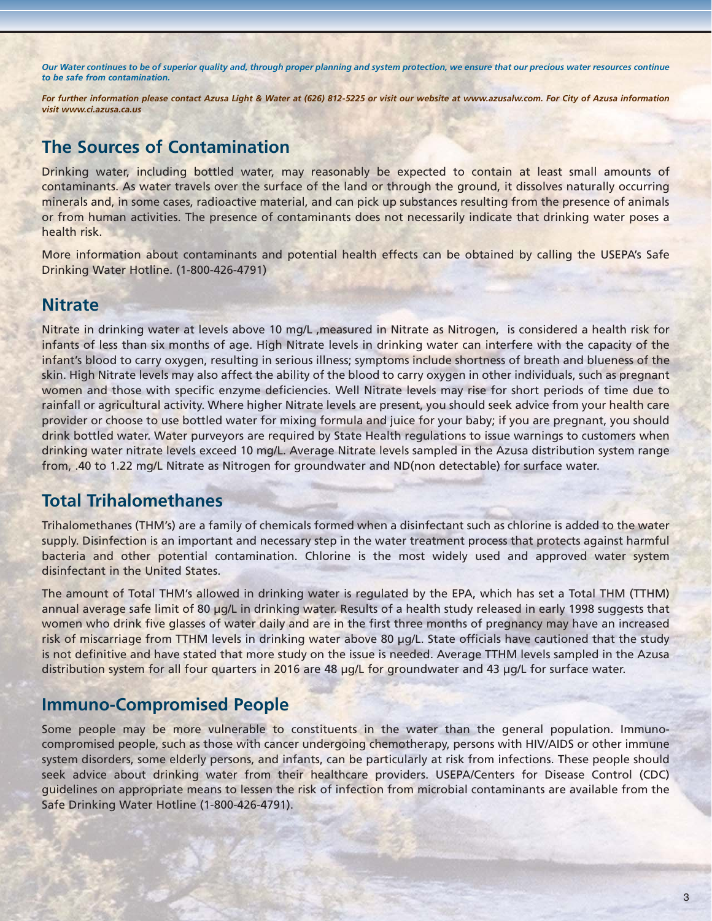***Our Water continues to be of superior quality and, through proper planning and system protection, we ensure that our precious water resources continue to be safe from contamination.***

***For further information please contact Azusa Light & Water at (626) 812-5225 or visit our website at www.azusalw.com. For City of Azusa information visit www.ci.azusa.ca.us***

## The Sources of Contamination

Drinking water, including bottled water, may reasonably be expected to contain at least small amounts of contaminants. As water travels over the surface of the land or through the ground, it dissolves naturally occurring minerals and, in some cases, radioactive material, and can pick up substances resulting from the presence of animals or from human activities. The presence of contaminants does not necessarily indicate that drinking water poses a health risk.

More information about contaminants and potential health effects can be obtained by calling the USEPA's Safe Drinking Water Hotline. (1-800-426-4791)

## Nitrate

Nitrate in drinking water at levels above 10 mg/L ,measured in Nitrate as Nitrogen, is considered a health risk for infants of less than six months of age. High Nitrate levels in drinking water can interfere with the capacity of the infant's blood to carry oxygen, resulting in serious illness; symptoms include shortness of breath and blueness of the skin. High Nitrate levels may also affect the ability of the blood to carry oxygen in other individuals, such as pregnant women and those with specific enzyme deficiencies. Well Nitrate levels may rise for short periods of time due to rainfall or agricultural activity. Where higher Nitrate levels are present, you should seek advice from your health care provider or choose to use bottled water for mixing formula and juice for your baby; if you are pregnant, you should drink bottled water. Water purveyors are required by State Health regulations to issue warnings to customers when drinking water nitrate levels exceed 10 mg/L. Average Nitrate levels sampled in the Azusa distribution system range from, .40 to 1.22 mg/L Nitrate as Nitrogen for groundwater and ND(non detectable) for surface water.

## Total Trihalomethanes

Trihalomethanes (THM's) are a family of chemicals formed when a disinfectant such as chlorine is added to the water supply. Disinfection is an important and necessary step in the water treatment process that protects against harmful bacteria and other potential contamination. Chlorine is the most widely used and approved water system disinfectant in the United States.

The amount of Total THM's allowed in drinking water is regulated by the EPA, which has set a Total THM (TTHM) annual average safe limit of 80 µg/L in drinking water. Results of a health study released in early 1998 suggests that women who drink five glasses of water daily and are in the first three months of pregnancy may have an increased risk of miscarriage from TTHM levels in drinking water above 80 µg/L. State officials have cautioned that the study is not definitive and have stated that more study on the issue is needed. Average TTHM levels sampled in the Azusa distribution system for all four quarters in 2016 are 48 µg/L for groundwater and 43 µg/L for surface water.

## Immuno-Compromised People

Some people may be more vulnerable to constituents in the water than the general population. Immuno-compromised people, such as those with cancer undergoing chemotherapy, persons with HIV/AIDS or other immune system disorders, some elderly persons, and infants, can be particularly at risk from infections. These people should seek advice about drinking water from their healthcare providers. USEPA/Centers for Disease Control (CDC) guidelines on appropriate means to lessen the risk of infection from microbial contaminants are available from the Safe Drinking Water Hotline (1-800-426-4791).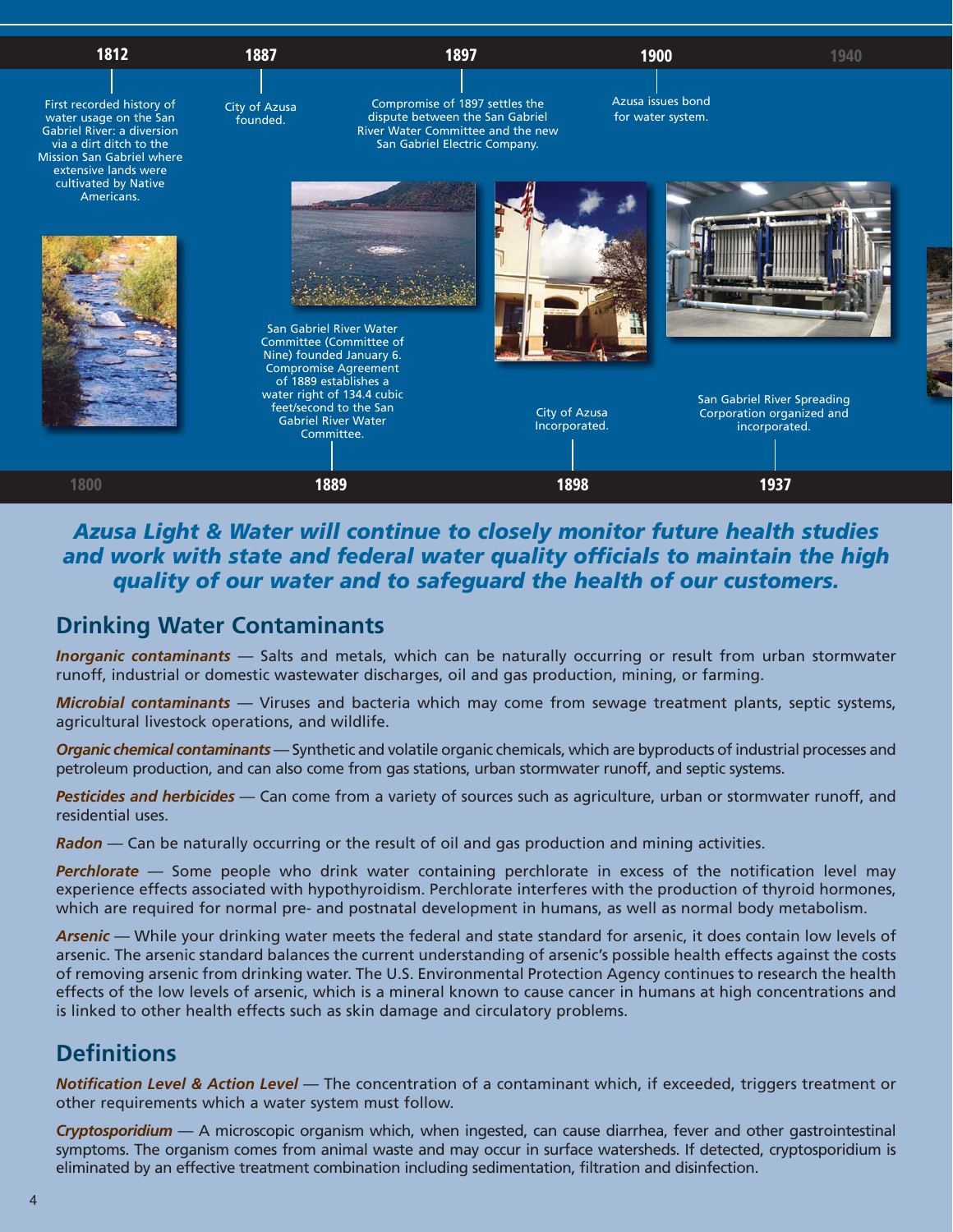1812

First recorded history of water usage on the San Gabriel River: a diversion via a dirt ditch to the Mission San Gabriel where extensive lands were cultivated by Native Americans.

1887

City of Azusa founded.

1889

San Gabriel River Water Committee (Committee of Nine) founded January 6. Compromise Agreement of 1889 establishes a water right of 134.4 cubic feet/second to the San Gabriel River Water Committee.

1897

Compromise of 1897 settles the dispute between the San Gabriel River Water Committee and the new San Gabriel Electric Company.

1898

City of Azusa Incorporated.

1900

Azusa issues bond for water system.

1937

San Gabriel River Spreading Corporation organized and incorporated.

***Azusa Light & Water will continue to closely monitor future health studies and work with state and federal water quality officials to maintain the high quality of our water and to safeguard the health of our customers.***

## Drinking Water Contaminants

***Inorganic contaminants*** — Salts and metals, which can be naturally occurring or result from urban stormwater runoff, industrial or domestic wastewater discharges, oil and gas production, mining, or farming.

***Microbial contaminants*** — Viruses and bacteria which may come from sewage treatment plants, septic systems, agricultural livestock operations, and wildlife.

***Organic chemical contaminants*** — Synthetic and volatile organic chemicals, which are byproducts of industrial processes and petroleum production, and can also come from gas stations, urban stormwater runoff, and septic systems.

***Pesticides and herbicides*** — Can come from a variety of sources such as agriculture, urban or stormwater runoff, and residential uses.

***Radon*** — Can be naturally occurring or the result of oil and gas production and mining activities.

***Perchlorate*** — Some people who drink water containing perchlorate in excess of the notification level may experience effects associated with hypothyroidism. Perchlorate interferes with the production of thyroid hormones, which are required for normal pre- and postnatal development in humans, as well as normal body metabolism.

***Arsenic*** — While your drinking water meets the federal and state standard for arsenic, it does contain low levels of arsenic. The arsenic standard balances the current understanding of arsenic's possible health effects against the costs of removing arsenic from drinking water. The U.S. Environmental Protection Agency continues to research the health effects of the low levels of arsenic, which is a mineral known to cause cancer in humans at high concentrations and is linked to other health effects such as skin damage and circulatory problems.

## Definitions

***Notification Level & Action Level*** — The concentration of a contaminant which, if exceeded, triggers treatment or other requirements which a water system must follow.

***Cryptosporidium*** — A microscopic organism which, when ingested, can cause diarrhea, fever and other gastrointestinal symptoms. The organism comes from animal waste and may occur in surface watersheds. If detected, cryptosporidium is eliminated by an effective treatment combination including sedimentation, filtration and disinfection.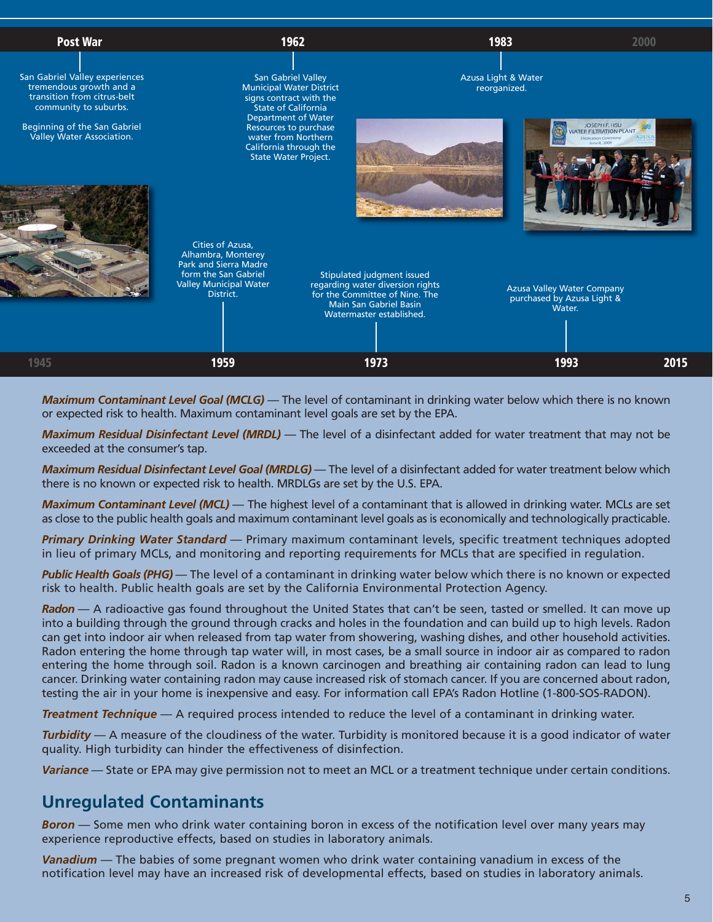**Post War**

San Gabriel Valley experiences tremendous growth and a transition from citrus-belt community to suburbs.

Beginning of the San Gabriel Valley Water Association.

**1959**

Cities of Azusa, Alhambra, Monterey Park and Sierra Madre form the San Gabriel Valley Municipal Water District.

**1962**

San Gabriel Valley Municipal Water District signs contract with the State of California Department of Water Resources to purchase water from Northern California through the State Water Project.

**1973**

Stipulated judgment issued regarding water diversion rights for the Committee of Nine. The Main San Gabriel Basin Watermaster established.

**1983**

Azusa Light & Water reorganized.

**1993**

Azusa Valley Water Company purchased by Azusa Light & Water.

**2000**

1945 · 1959 · 1973 · 1993 · 2015

***Maximum Contaminant Level Goal (MCLG)*** — The level of contaminant in drinking water below which there is no known or expected risk to health. Maximum contaminant level goals are set by the EPA.

***Maximum Residual Disinfectant Level (MRDL)*** — The level of a disinfectant added for water treatment that may not be exceeded at the consumer's tap.

***Maximum Residual Disinfectant Level Goal (MRDLG)*** — The level of a disinfectant added for water treatment below which there is no known or expected risk to health. MRDLGs are set by the U.S. EPA.

***Maximum Contaminant Level (MCL)*** — The highest level of a contaminant that is allowed in drinking water. MCLs are set as close to the public health goals and maximum contaminant level goals as is economically and technologically practicable.

***Primary Drinking Water Standard*** — Primary maximum contaminant levels, specific treatment techniques adopted in lieu of primary MCLs, and monitoring and reporting requirements for MCLs that are specified in regulation.

***Public Health Goals (PHG)*** — The level of a contaminant in drinking water below which there is no known or expected risk to health. Public health goals are set by the California Environmental Protection Agency.

***Radon*** — A radioactive gas found throughout the United States that can't be seen, tasted or smelled. It can move up into a building through the ground through cracks and holes in the foundation and can build up to high levels. Radon can get into indoor air when released from tap water from showering, washing dishes, and other household activities. Radon entering the home through tap water will, in most cases, be a small source in indoor air as compared to radon entering the home through soil. Radon is a known carcinogen and breathing air containing radon can lead to lung cancer. Drinking water containing radon may cause increased risk of stomach cancer. If you are concerned about radon, testing the air in your home is inexpensive and easy. For information call EPA's Radon Hotline (1-800-SOS-RADON).

***Treatment Technique*** — A required process intended to reduce the level of a contaminant in drinking water.

***Turbidity*** — A measure of the cloudiness of the water. Turbidity is monitored because it is a good indicator of water quality. High turbidity can hinder the effectiveness of disinfection.

***Variance*** — State or EPA may give permission not to meet an MCL or a treatment technique under certain conditions.

## Unregulated Contaminants

***Boron*** — Some men who drink water containing boron in excess of the notification level over many years may experience reproductive effects, based on studies in laboratory animals.

***Vanadium*** — The babies of some pregnant women who drink water containing vanadium in excess of the notification level may have an increased risk of developmental effects, based on studies in laboratory animals.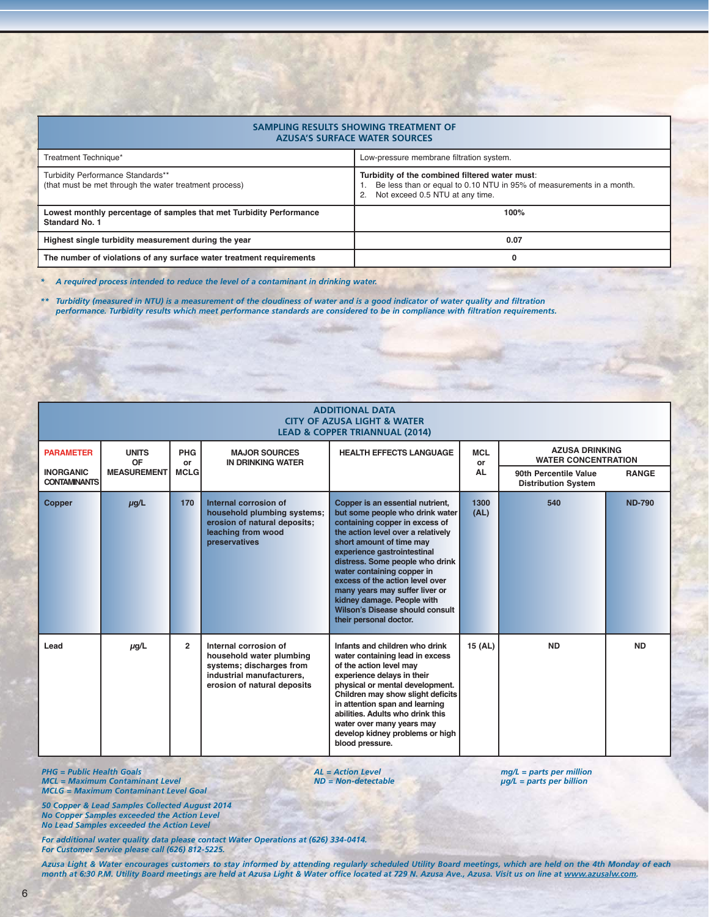| SAMPLING RESULTS SHOWING TREATMENT OF AZUSA'S SURFACE WATER SOURCES | |
|---|---|
| Treatment Technique* | Low-pressure membrane filtration system. |
| Turbidity Performance Standards** (that must be met through the water treatment process) | **Turbidity of the combined filtered water must**: 1. Be less than or equal to 0.10 NTU in 95% of measurements in a month. 2. Not exceed 0.5 NTU at any time. |
| **Lowest monthly percentage of samples that met Turbidity Performance Standard No. 1** | **100%** |
| **Highest single turbidity measurement during the year** | **0.07** |
| **The number of violations of any surface water treatment requirements** | **0** |

*\* A required process intended to reduce the level of a contaminant in drinking water.*

*\*\* Turbidity (measured in NTU) is a measurement of the cloudiness of water and is a good indicator of water quality and filtration performance. Turbidity results which meet performance standards are considered to be in compliance with filtration requirements.*

**ADDITIONAL DATA**
**CITY OF AZUSA LIGHT & WATER**
**LEAD & COPPER TRIANNUAL (2014)**

| PARAMETER | UNITS OF MEASUREMENT | PHG or MCLG | MAJOR SOURCES IN DRINKING WATER | HEALTH EFFECTS LANGUAGE | MCL or AL | AZUSA DRINKING WATER CONCENTRATION | |
|---|---|---|---|---|---|---|---|
| INORGANIC CONTAMINANTS | | | | | | 90th Percentile Value Distribution System | RANGE |
| **Copper** | µg/L | 170 | Internal corrosion of household plumbing systems; erosion of natural deposits; leaching from wood preservatives | Copper is an essential nutrient, but some people who drink water containing copper in excess of the action level over a relatively short amount of time may experience gastrointestinal distress. Some people who drink water containing copper in excess of the action level over many years may suffer liver or kidney damage. People with Wilson's Disease should consult their personal doctor. | 1300 (AL) | 540 | ND-790 |
| **Lead** | µg/L | 2 | Internal corrosion of household water plumbing systems; discharges from industrial manufacturers, erosion of natural deposits | Infants and children who drink water containing lead in excess of the action level may experience delays in their physical or mental development. Children may show slight deficits in attention span and learning abilities. Adults who drink this water over many years may develop kidney problems or high blood pressure. | 15 (AL) | ND | ND |

*PHG = Public Health Goals*
*MCL = Maximum Contaminant Level*
*MCLG = Maximum Contaminant Level Goal*
*AL = Action Level*
*ND = Non-detectable*
*mg/L = parts per million*
*µg/L = parts per billion*

*50 Copper & Lead Samples Collected August 2014*
*No Copper Samples exceeded the Action Level*
*No Lead Samples exceeded the Action Level*

*For additional water quality data please contact Water Operations at (626) 334-0414.*
*For Customer Service please call (626) 812-5225.*

*Azusa Light & Water encourages customers to stay informed by attending regularly scheduled Utility Board meetings, which are held on the 4th Monday of each month at 6:30 P.M. Utility Board meetings are held at Azusa Light & Water office located at 729 N. Azusa Ave., Azusa. Visit us on line at www.azusalw.com.*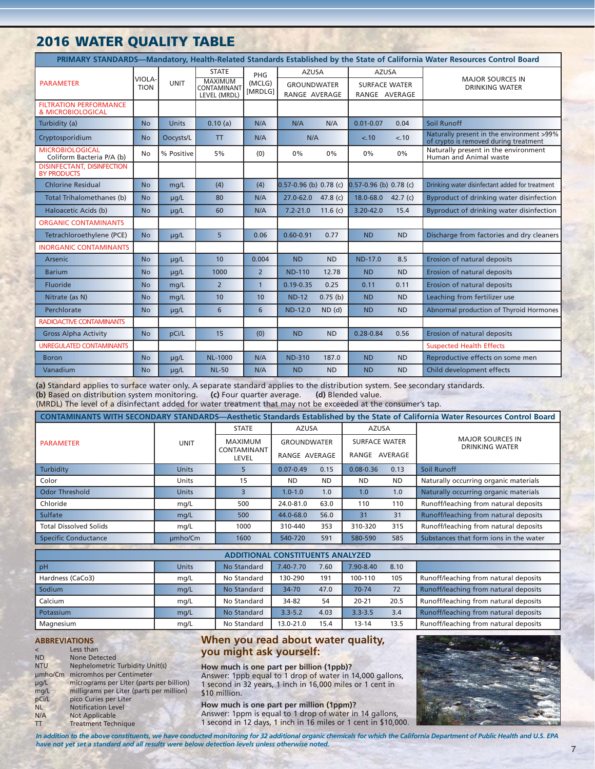# 2016 WATER QUALITY TABLE

| PRIMARY STANDARDS—Mandatory, Health-Related Standards Established by the State of California Water Resources Control Board | | | | | | | | | |
|---|---|---|---|---|---|---|---|---|---|
| PARAMETER | VIOLATION | UNIT | STATE MAXIMUM CONTAMINANT LEVEL (MRDL) | PHG (MCLG) [MRDLG] | AZUSA GROUNDWATER | | AZUSA SURFACE WATER | | MAJOR SOURCES IN DRINKING WATER |
| | | | | | RANGE | AVERAGE | RANGE | AVERAGE | |
| FILTRATION PERFORMANCE & MICROBIOLOGICAL | | | | | | | | | |
| Turbidity (a) | No | Units | 0.10 (a) | N/A | N/A | N/A | 0.01-0.07 | 0.04 | Soil Runoff |
| Cryptosporidium | No | Oocysts/L | TT | N/A | N/A | | <.10 | <.10 | Naturally present in the environment >99% of crypto is removed during treatment |
| MICROBIOLOGICAL Coliform Bacteria P/A (b) | No | % Positive | 5% | (0) | 0% | 0% | 0% | 0% | Naturally present in the environment Human and Animal waste |
| DISINFECTANT, DISINFECTION BY PRODUCTS | | | | | | | | | |
| Chlorine Residual | No | mg/L | (4) | (4) | 0.57-0.96 (b) | 0.78 (c) | 0.57-0.96 (b) | 0.78 (c) | Drinking water disinfectant added for treatment |
| Total Trihalomethanes (b) | No | µg/L | 80 | N/A | 27.0-62.0 | 47.8 (c) | 18.0-68.0 | 42.7 (c) | Byproduct of drinking water disinfection |
| Haloacetic Acids (b) | No | µg/L | 60 | N/A | 7.2-21.0 | 11.6 (c) | 3.20-42.0 | 15.4 | Byproduct of drinking water disinfection |
| ORGANIC CONTAMINANTS | | | | | | | | | |
| Tetrachloroethylene (PCE) | No | µg/L | 5 | 0.06 | 0.60-0.91 | 0.77 | ND | ND | Discharge from factories and dry cleaners |
| INORGANIC CONTAMINANTS | | | | | | | | | |
| Arsenic | No | µg/L | 10 | 0.004 | ND | ND | ND-17.0 | 8.5 | Erosion of natural deposits |
| Barium | No | µg/L | 1000 | 2 | ND-110 | 12.78 | ND | ND | Erosion of natural deposits |
| Fluoride | No | mg/L | 2 | 1 | 0.19-0.35 | 0.25 | 0.11 | 0.11 | Erosion of natural deposits |
| Nitrate (as N) | No | mg/L | 10 | 10 | ND-12 | 0.75 (b) | ND | ND | Leaching from fertilizer use |
| Perchlorate | No | µg/L | 6 | 6 | ND-12.0 | ND (d) | ND | ND | Abnormal production of Thyroid Hormones |
| RADIOACTIVE CONTAMINANTS | | | | | | | | | |
| Gross Alpha Activity | No | pCi/L | 15 | (0) | ND | ND | 0.28-0.84 | 0.56 | Erosion of natural deposits |
| UNREGULATED CONTAMINANTS | | | | | | | | | Suspected Health Effects |
| Boron | No | µg/L | NL-1000 | N/A | ND-310 | 187.0 | ND | ND | Reproductive effects on some men |
| Vanadium | No | µg/L | NL-50 | N/A | ND | ND | ND | ND | Child development effects |

**(a)** Standard applies to surface water only. A separate standard applies to the distribution system. See secondary standards.
**(b)** Based on distribution system monitoring. **(c)** Four quarter average. **(d)** Blended value.
(MRDL) The level of a disinfectant added for water treatment that may not be exceeded at the consumer's tap.

| CONTAMINANTS WITH SECONDARY STANDARDS—Aesthetic Standards Established by the State of California Water Resources Control Board | | | | | | | |
|---|---|---|---|---|---|---|---|
| PARAMETER | UNIT | STATE MAXIMUM CONTAMINANT LEVEL | AZUSA GROUNDWATER | | AZUSA SURFACE WATER | | MAJOR SOURCES IN DRINKING WATER |
| | | | RANGE | AVERAGE | RANGE | AVERAGE | |
| Turbidity | Units | 5 | 0.07-0.49 | 0.15 | 0.08-0.36 | 0.13 | Soil Runoff |
| Color | Units | 15 | ND | ND | ND | ND | Naturally occurring organic materials |
| Odor Threshold | Units | 3 | 1.0-1.0 | 1.0 | 1.0 | 1.0 | Naturally occurring organic materials |
| Chloride | mg/L | 500 | 24.0-81.0 | 63.0 | 110 | 110 | Runoff/leaching from natural deposits |
| Sulfate | mg/L | 500 | 44.0-68.0 | 56.0 | 31 | 31 | Runoff/leaching from natural deposits |
| Total Dissolved Solids | mg/L | 1000 | 310-440 | 353 | 310-320 | 315 | Runoff/leaching from natural deposits |
| Specific Conductance | µmho/Cm | 1600 | 540-720 | 591 | 580-590 | 585 | Substances that form ions in the water |
| **ADDITIONAL CONSTITUENTS ANALYZED** | | | | | | | |
| pH | Units | No Standard | 7.40-7.70 | 7.60 | 7.90-8.40 | 8.10 | |
| Hardness (CaCo3) | mg/L | No Standard | 130-290 | 191 | 100-110 | 105 | Runoff/leaching from natural deposits |
| Sodium | mg/L | No Standard | 34-70 | 47.0 | 70-74 | 72 | Runoff/leaching from natural deposits |
| Calcium | mg/L | No Standard | 34-82 | 54 | 20-21 | 20.5 | Runoff/leaching from natural deposits |
| Potassium | mg/L | No Standard | 3.3-5.2 | 4.03 | 3.3-3.5 | 3.4 | Runoff/leaching from natural deposits |
| Magnesium | mg/L | No Standard | 13.0-21.0 | 15.4 | 13-14 | 13.5 | Runoff/leaching from natural deposits |

## ABBREVIATIONS

- < Less than
- ND None Detected
- NTU Nephelometric Turbidity Unit(s)
- µmho/Cm micromhos per Centimeter
- µg/L micrograms per Liter (parts per billion)
- mg/L milligrams per Liter (parts per million)
- pCi/L pico Curies per Liter
- NL Notification Level
- N/A Not Applicable
- TT Treatment Technique

## When you read about water quality, you might ask yourself:

**How much is one part per billion (1ppb)?**
Answer: 1ppb equal to 1 drop of water in 14,000 gallons, 1 second in 32 years, 1 inch in 16,000 miles or 1 cent in $10 million.

**How much is one part per million (1ppm)?**
Answer: 1ppm is equal to 1 drop of water in 14 gallons, 1 second in 12 days, 1 inch in 16 miles or 1 cent in $10,000.

*In addition to the above constituents, we have conducted monitoring for 32 additional organic chemicals for which the California Department of Public Health and U.S. EPA have not yet set a standard and all results were below detection levels unless otherwise noted.*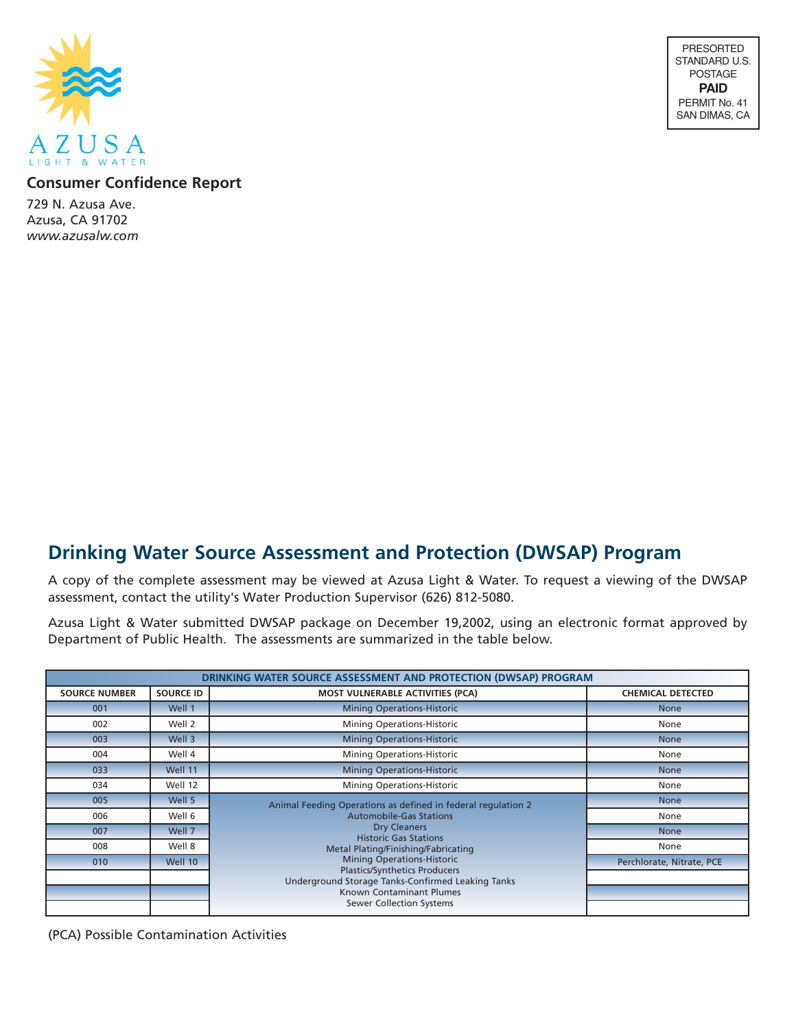AZUSA

LIGHT & WATER

PRESORTED
STANDARD U.S.
POSTAGE
**PAID**
PERMIT No. 41
SAN DIMAS, CA

**Consumer Confidence Report**

729 N. Azusa Ave.
Azusa, CA 91702
*www.azusalw.com*

## Drinking Water Source Assessment and Protection (DWSAP) Program

A copy of the complete assessment may be viewed at Azusa Light & Water. To request a viewing of the DWSAP assessment, contact the utility's Water Production Supervisor (626) 812-5080.

Azusa Light & Water submitted DWSAP package on December 19,2002, using an electronic format approved by Department of Public Health. The assessments are summarized in the table below.

| DRINKING WATER SOURCE ASSESSMENT AND PROTECTION (DWSAP) PROGRAM | | | |
|---|---|---|---|
| SOURCE NUMBER | SOURCE ID | MOST VULNERABLE ACTIVITIES (PCA) | CHEMICAL DETECTED |
| 001 | Well 1 | Mining Operations-Historic | None |
| 002 | Well 2 | Mining Operations-Historic | None |
| 003 | Well 3 | Mining Operations-Historic | None |
| 004 | Well 4 | Mining Operations-Historic | None |
| 033 | Well 11 | Mining Operations-Historic | None |
| 034 | Well 12 | Mining Operations-Historic | None |
| 005 | Well 5 | Animal Feeding Operations as defined in federal regulation 2<br>Automobile-Gas Stations<br>Dry Cleaners<br>Historic Gas Stations<br>Metal Plating/Finishing/Fabricating<br>Mining Operations-Historic<br>Plastics/Synthetics Producers<br>Underground Storage Tanks-Confirmed Leaking Tanks<br>Known Contaminant Plumes<br>Sewer Collection Systems | None |
| 006 | Well 6 | | None |
| 007 | Well 7 | | None |
| 008 | Well 8 | | None |
| 010 | Well 10 | | Perchlorate, Nitrate, PCE |

(PCA) Possible Contamination Activities